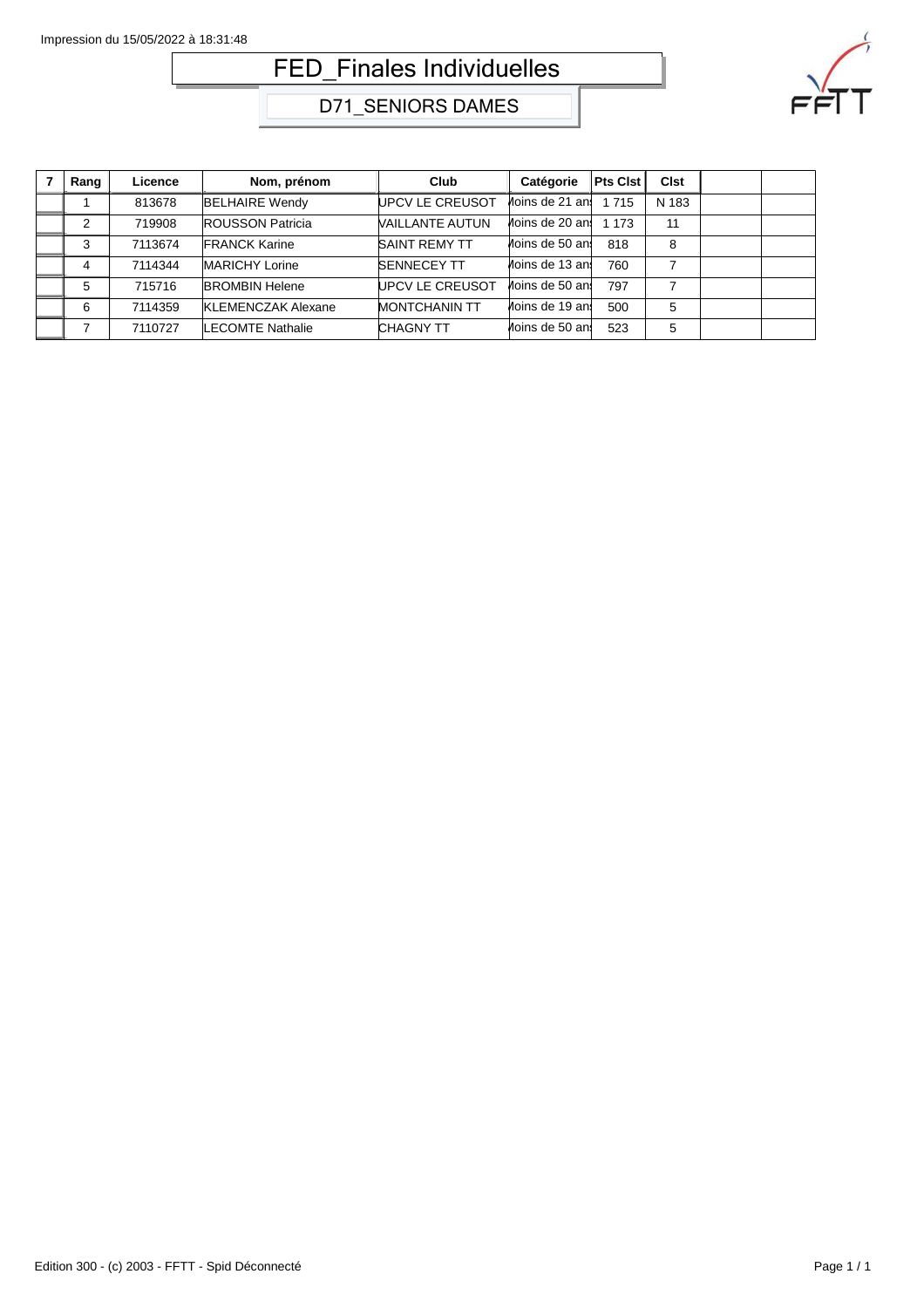Impression du 15/05/2022 à 18:31:48

# FED_Finales Individuelles

## D71_SENIORS DAMES

| 7 | Rang | Licence | Nom, prénom | Club | Catégorie | Pts Clst | Clst | | |
|---|---|---|---|---|---|---|---|---|---|
| | 1 | 813678 | BELHAIRE Wendy | UPCV LE CREUSOT | Moins de 21 ans | 1 715 | N 183 | | |
| | 2 | 719908 | ROUSSON Patricia | VAILLANTE AUTUN | Moins de 20 ans | 1 173 | 11 | | |
| | 3 | 7113674 | FRANCK Karine | SAINT REMY TT | Moins de 50 ans | 818 | 8 | | |
| | 4 | 7114344 | MARICHY Lorine | SENNECEY TT | Moins de 13 ans | 760 | 7 | | |
| | 5 | 715716 | BROMBIN Helene | UPCV LE CREUSOT | Moins de 50 ans | 797 | 7 | | |
| | 6 | 7114359 | KLEMENCZAK Alexane | MONTCHANIN TT | Moins de 19 ans | 500 | 5 | | |
| | 7 | 7110727 | LECOMTE Nathalie | CHAGNY TT | Moins de 50 ans | 523 | 5 | | |

Edition 300 - (c) 2003 - FFTT - Spid Déconnecté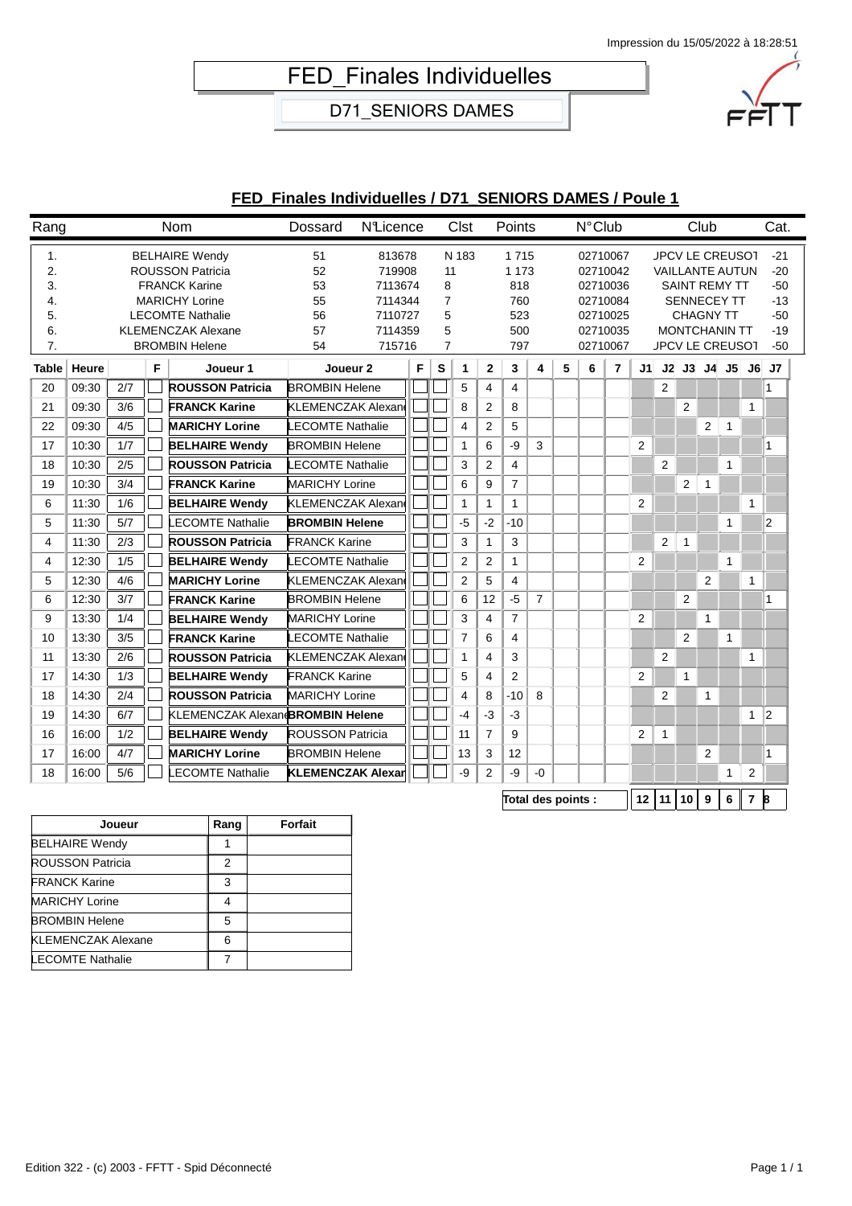# FED_Finales Individuelles

## D71_SENIORS DAMES

### FED_Finales Individuelles / D71_SENIORS DAMES / Poule 1

| Rang | Nom | Dossard | N°Licence | Clst | Points | N°Club | Club | Cat. |
|---|---|---|---|---|---|---|---|---|
| 1. | BELHAIRE Wendy | 51 | 813678 | N 183 | 1 715 | 02710067 | JPCV LE CREUSOT | -21 |
| 2. | ROUSSON Patricia | 52 | 719908 | 11 | 1 173 | 02710042 | VAILLANTE AUTUN | -20 |
| 3. | FRANCK Karine | 53 | 7113674 | 8 | 818 | 02710036 | SAINT REMY TT | -50 |
| 4. | MARICHY Lorine | 55 | 7114344 | 7 | 760 | 02710084 | SENNECEY TT | -13 |
| 5. | LECOMTE Nathalie | 56 | 7110727 | 5 | 523 | 02710025 | CHAGNY TT | -50 |
| 6. | KLEMENCZAK Alexane | 57 | 7114359 | 5 | 500 | 02710035 | MONTCHANIN TT | -19 |
| 7. | BROMBIN Helene | 54 | 715716 | 7 | 797 | 02710067 | JPCV LE CREUSOT | -50 |

| Table | Heure | | F | Joueur 1 | Joueur 2 | F | S | 1 | 2 | 3 | 4 | 5 | 6 | 7 | J1 | J2 | J3 | J4 | J5 | J6 | J7 |
|---|---|---|---|---|---|---|---|---|---|---|---|---|---|---|---|---|---|---|---|---|---|
| 20 | 09:30 | 2/7 | | **ROUSSON Patricia** | BROMBIN Helene | | | 5 | 4 | 4 | | | | | | 2 | | | | | 1 |
| 21 | 09:30 | 3/6 | | **FRANCK Karine** | KLEMENCZAK Alexane | | | 8 | 2 | 8 | | | | | | | 2 | | | 1 | |
| 22 | 09:30 | 4/5 | | **MARICHY Lorine** | LECOMTE Nathalie | | | 4 | 2 | 5 | | | | | | | | 2 | 1 | | |
| 17 | 10:30 | 1/7 | | **BELHAIRE Wendy** | BROMBIN Helene | | | 1 | 6 | -9 | 3 | | | | 2 | | | | | | 1 |
| 18 | 10:30 | 2/5 | | **ROUSSON Patricia** | LECOMTE Nathalie | | | 3 | 2 | 4 | | | | | | 2 | | | 1 | | |
| 19 | 10:30 | 3/4 | | **FRANCK Karine** | MARICHY Lorine | | | 6 | 9 | 7 | | | | | | | 2 | 1 | | | |
| 6 | 11:30 | 1/6 | | **BELHAIRE Wendy** | KLEMENCZAK Alexane | | | 1 | 1 | 1 | | | | | 2 | | | | | 1 | |
| 5 | 11:30 | 5/7 | | LECOMTE Nathalie | **BROMBIN Helene** | | | -5 | -2 | -10 | | | | | | | | | 1 | | 2 |
| 4 | 11:30 | 2/3 | | **ROUSSON Patricia** | FRANCK Karine | | | 3 | 1 | 3 | | | | | | 2 | 1 | | | | |
| 4 | 12:30 | 1/5 | | **BELHAIRE Wendy** | LECOMTE Nathalie | | | 2 | 2 | 1 | | | | | 2 | | | | 1 | | |
| 5 | 12:30 | 4/6 | | **MARICHY Lorine** | KLEMENCZAK Alexane | | | 2 | 5 | 4 | | | | | | | | 2 | | 1 | |
| 6 | 12:30 | 3/7 | | **FRANCK Karine** | BROMBIN Helene | | | 6 | 12 | -5 | 7 | | | | | | 2 | | | | 1 |
| 9 | 13:30 | 1/4 | | **BELHAIRE Wendy** | MARICHY Lorine | | | 3 | 4 | 7 | | | | | 2 | | | 1 | | | |
| 10 | 13:30 | 3/5 | | **FRANCK Karine** | LECOMTE Nathalie | | | 7 | 6 | 4 | | | | | | | 2 | | 1 | | |
| 11 | 13:30 | 2/6 | | **ROUSSON Patricia** | KLEMENCZAK Alexane | | | 1 | 4 | 3 | | | | | | 2 | | | | 1 | |
| 17 | 14:30 | 1/3 | | **BELHAIRE Wendy** | FRANCK Karine | | | 5 | 4 | 2 | | | | | 2 | | 1 | | | | |
| 18 | 14:30 | 2/4 | | **ROUSSON Patricia** | MARICHY Lorine | | | 4 | 8 | -10 | 8 | | | | | 2 | | 1 | | | |
| 19 | 14:30 | 6/7 | | KLEMENCZAK Alexane | **BROMBIN Helene** | | | -4 | -3 | -3 | | | | | | | | | | 1 | 2 |
| 16 | 16:00 | 1/2 | | **BELHAIRE Wendy** | ROUSSON Patricia | | | 11 | 7 | 9 | | | | | 2 | 1 | | | | | |
| 17 | 16:00 | 4/7 | | **MARICHY Lorine** | BROMBIN Helene | | | 13 | 3 | 12 | | | | | | | | 2 | | | 1 |
| 18 | 16:00 | 5/6 | | LECOMTE Nathalie | **KLEMENCZAK Alexane** | | | -9 | 2 | -9 | -0 | | | | | | | | 1 | 2 | |
| | | | | | | | | | | **Total des points :** | | | | | 12 | 11 | 10 | 9 | 6 | 7 | 8 |

| Joueur | Rang | Forfait |
|---|---|---|
| BELHAIRE Wendy | 1 | |
| ROUSSON Patricia | 2 | |
| FRANCK Karine | 3 | |
| MARICHY Lorine | 4 | |
| BROMBIN Helene | 5 | |
| KLEMENCZAK Alexane | 6 | |
| LECOMTE Nathalie | 7 | |